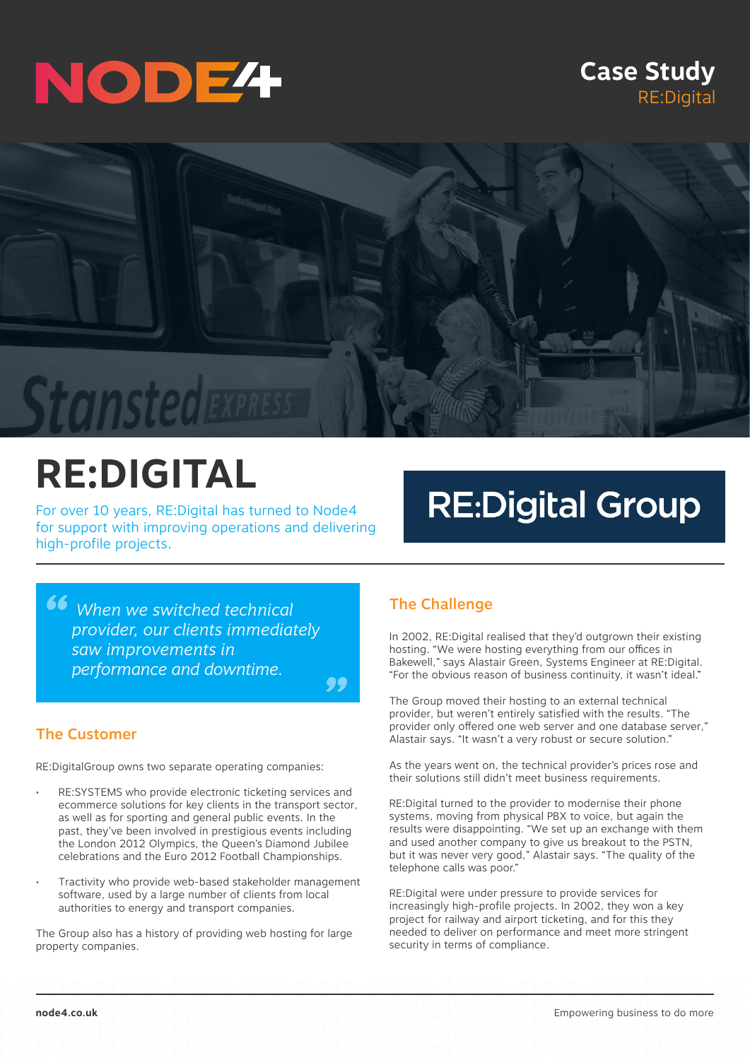NODE4

**Case Study**
RE:Digital

# RE:DIGITAL

For over 10 years, RE:Digital has turned to Node4 for support with improving operations and delivering high-profile projects.

RE:Digital Group

> *When we switched technical provider, our clients immediately saw improvements in performance and downtime.*

## The Customer

RE:DigitalGroup owns two separate operating companies:

- RE:SYSTEMS who provide electronic ticketing services and ecommerce solutions for key clients in the transport sector, as well as for sporting and general public events. In the past, they've been involved in prestigious events including the London 2012 Olympics, the Queen's Diamond Jubilee celebrations and the Euro 2012 Football Championships.
- Tractivity who provide web-based stakeholder management software, used by a large number of clients from local authorities to energy and transport companies.

The Group also has a history of providing web hosting for large property companies.

## The Challenge

In 2002, RE:Digital realised that they'd outgrown their existing hosting. "We were hosting everything from our offices in Bakewell," says Alastair Green, Systems Engineer at RE:Digital. "For the obvious reason of business continuity, it wasn't ideal."

The Group moved their hosting to an external technical provider, but weren't entirely satisfied with the results. "The provider only offered one web server and one database server," Alastair says. "It wasn't a very robust or secure solution."

As the years went on, the technical provider's prices rose and their solutions still didn't meet business requirements.

RE:Digital turned to the provider to modernise their phone systems, moving from physical PBX to voice, but again the results were disappointing. "We set up an exchange with them and used another company to give us breakout to the PSTN, but it was never very good," Alastair says. "The quality of the telephone calls was poor."

RE:Digital were under pressure to provide services for increasingly high-profile projects. In 2002, they won a key project for railway and airport ticketing, and for this they needed to deliver on performance and meet more stringent security in terms of compliance.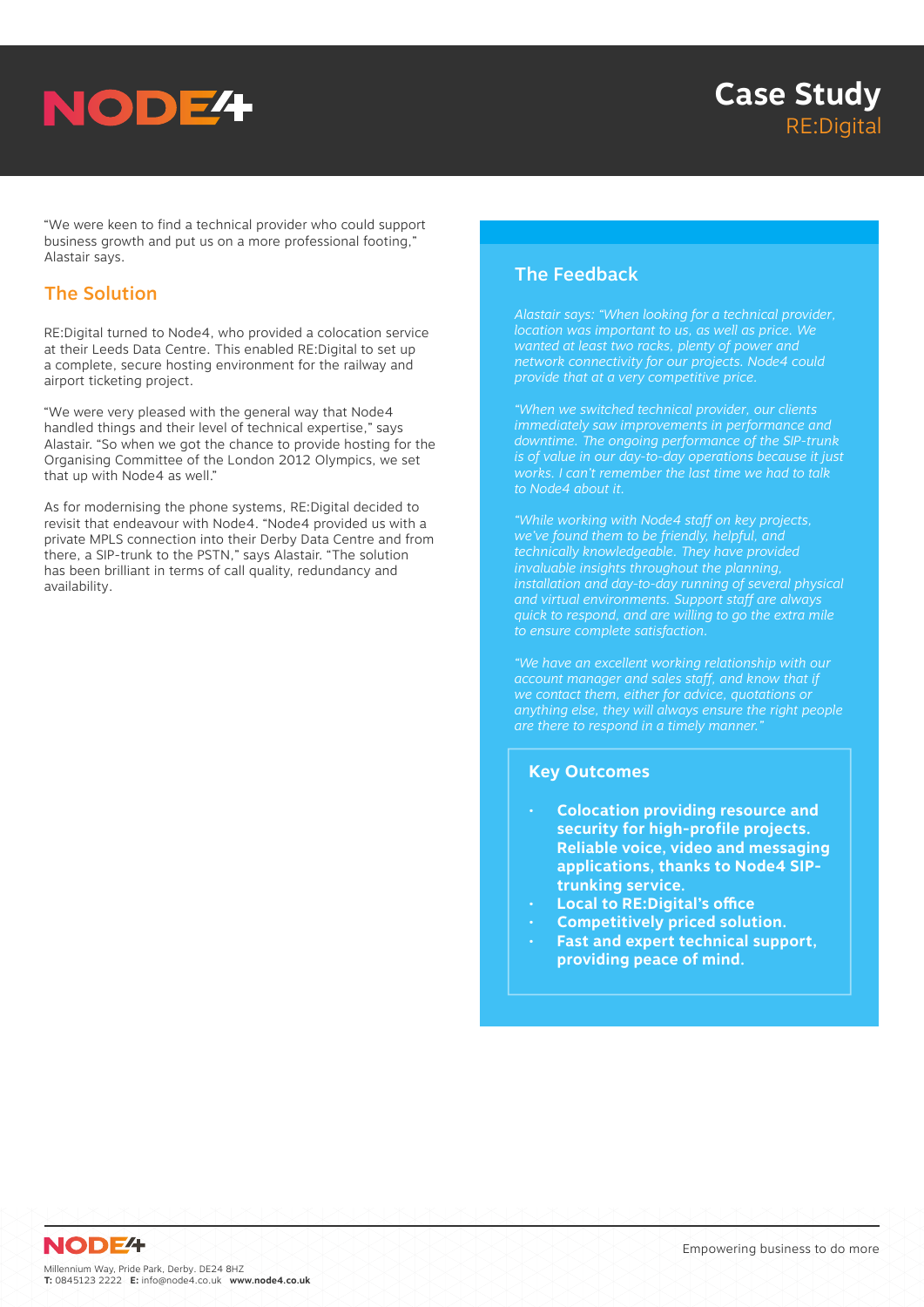# Case Study

RE:Digital

"We were keen to find a technical provider who could support business growth and put us on a more professional footing," Alastair says.

## The Solution

RE:Digital turned to Node4, who provided a colocation service at their Leeds Data Centre. This enabled RE:Digital to set up a complete, secure hosting environment for the railway and airport ticketing project.

"We were very pleased with the general way that Node4 handled things and their level of technical expertise," says Alastair. "So when we got the chance to provide hosting for the Organising Committee of the London 2012 Olympics, we set that up with Node4 as well."

As for modernising the phone systems, RE:Digital decided to revisit that endeavour with Node4. "Node4 provided us with a private MPLS connection into their Derby Data Centre and from there, a SIP-trunk to the PSTN," says Alastair. "The solution has been brilliant in terms of call quality, redundancy and availability.

## The Feedback

*Alastair says: "When looking for a technical provider, location was important to us, as well as price. We wanted at least two racks, plenty of power and network connectivity for our projects. Node4 could provide that at a very competitive price.*

*"When we switched technical provider, our clients immediately saw improvements in performance and downtime. The ongoing performance of the SIP-trunk is of value in our day-to-day operations because it just works. I can't remember the last time we had to talk to Node4 about it.*

*"While working with Node4 staff on key projects, we've found them to be friendly, helpful, and technically knowledgeable. They have provided invaluable insights throughout the planning, installation and day-to-day running of several physical and virtual environments. Support staff are always quick to respond, and are willing to go the extra mile to ensure complete satisfaction.*

*"We have an excellent working relationship with our account manager and sales staff, and know that if we contact them, either for advice, quotations or anything else, they will always ensure the right people are there to respond in a timely manner."*

### Key Outcomes

- **Colocation providing resource and security for high-profile projects. Reliable voice, video and messaging applications, thanks to Node4 SIP-trunking service.**
- **Local to RE:Digital's office**
- **Competitively priced solution.**
- **Fast and expert technical support, providing peace of mind.**

NODE4

Millennium Way, Pride Park, Derby. DE24 8HZ
**T:** 0845123 2222 **E:** info@node4.co.uk **www.node4.co.uk**

Empowering business to do more